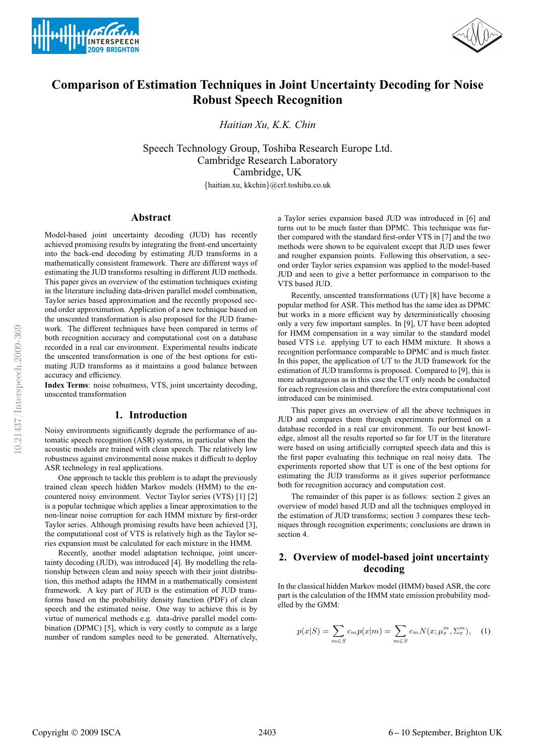# Comparison of Estimation Techniques in Joint Uncertainty Decoding for Noise Robust Speech Recognition

*Haitian Xu, K.K. Chin*

Speech Technology Group, Toshiba Research Europe Ltd.
Cambridge Research Laboratory
Cambridge, UK

{haitian.xu, kkchin}@crl.toshiba.co.uk

## Abstract

Model-based joint uncertainty decoding (JUD) has recently achieved promising results by integrating the front-end uncertainty into the back-end decoding by estimating JUD transforms in a mathematically consistent framework. There are different ways of estimating the JUD transforms resulting in different JUD methods. This paper gives an overview of the estimation techniques existing in the literature including data-driven parallel model combination, Taylor series based approximation and the recently proposed second order approximation. Application of a new technique based on the unscented transformation is also proposed for the JUD framework. The different techniques have been compared in terms of both recognition accuracy and computational cost on a database recorded in a real car environment. Experimental results indicate the unscented transformation is one of the best options for estimating JUD transforms as it maintains a good balance between accuracy and efficiency.

**Index Terms**: noise robustness, VTS, joint uncertainty decoding, unscented transformation

## 1. Introduction

Noisy environments significantly degrade the performance of automatic speech recognition (ASR) systems, in particular when the acoustic models are trained with clean speech. The relatively low robustness against environmental noise makes it difficult to deploy ASR technology in real applications.

One approach to tackle this problem is to adapt the previously trained clean speech hidden Markov models (HMM) to the encountered noisy environment. Vector Taylor series (VTS) [1] [2] is a popular technique which applies a linear approximation to the non-linear noise corruption for each HMM mixture by first-order Taylor series. Although promising results have been achieved [3], the computational cost of VTS is relatively high as the Taylor series expansion must be calculated for each mixture in the HMM.

Recently, another model adaptation technique, joint uncertainty decoding (JUD), was introduced [4]. By modelling the relationship between clean and noisy speech with their joint distribution, this method adapts the HMM in a mathematically consistent framework. A key part of JUD is the estimation of JUD transforms based on the probability density function (PDF) of clean speech and the estimated noise. One way to achieve this is by virtue of numerical methods e.g. data-drive parallel model combination (DPMC) [5], which is very costly to compute as a large number of random samples need to be generated. Alternatively, a Taylor series expansion based JUD was introduced in [6] and turns out to be much faster than DPMC. This technique was further compared with the standard first-order VTS in [7] and the two methods were shown to be equivalent except that JUD uses fewer and rougher expansion points. Following this observation, a second order Taylor series expansion was applied to the model-based JUD and seen to give a better performance in comparison to the VTS based JUD.

Recently, unscented transformations (UT) [8] have become a popular method for ASR. This method has the same idea as DPMC but works in a more efficient way by deterministically choosing only a very few important samples. In [9], UT have been adopted for HMM compensation in a way similar to the standard model based VTS i.e. applying UT to each HMM mixture. It shows a recognition performance comparable to DPMC and is much faster. In this paper, the application of UT to the JUD framework for the estimation of JUD transforms is proposed. Compared to [9], this is more advantageous as in this case the UT only needs be conducted for each regression class and therefore the extra computational cost introduced can be minimised.

This paper gives an overview of all the above techniques in JUD and compares them through experiments performed on a database recorded in a real car environment. To our best knowledge, almost all the results reported so far for UT in the literature were based on using artificially corrupted speech data and this is the first paper evaluating this technique on real noisy data. The experiments reported show that UT is one of the best options for estimating the JUD transforms as it gives superior performance both for recognition accuracy and computation cost.

The remainder of this paper is as follows: section 2 gives an overview of model based JUD and all the techniques employed in the estimation of JUD transforms; section 3 compares these techniques through recognition experiments; conclusions are drawn in section 4.

## 2. Overview of model-based joint uncertainty decoding

In the classical hidden Markov model (HMM) based ASR, the core part is the calculation of the HMM state emission probability modelled by the GMM:

$$p(x|S) = \sum_{m \in S} c_m p(x|m) = \sum_{m \in S} c_m N(x; \mu_x^m, \Sigma_x^m), \quad (1)$$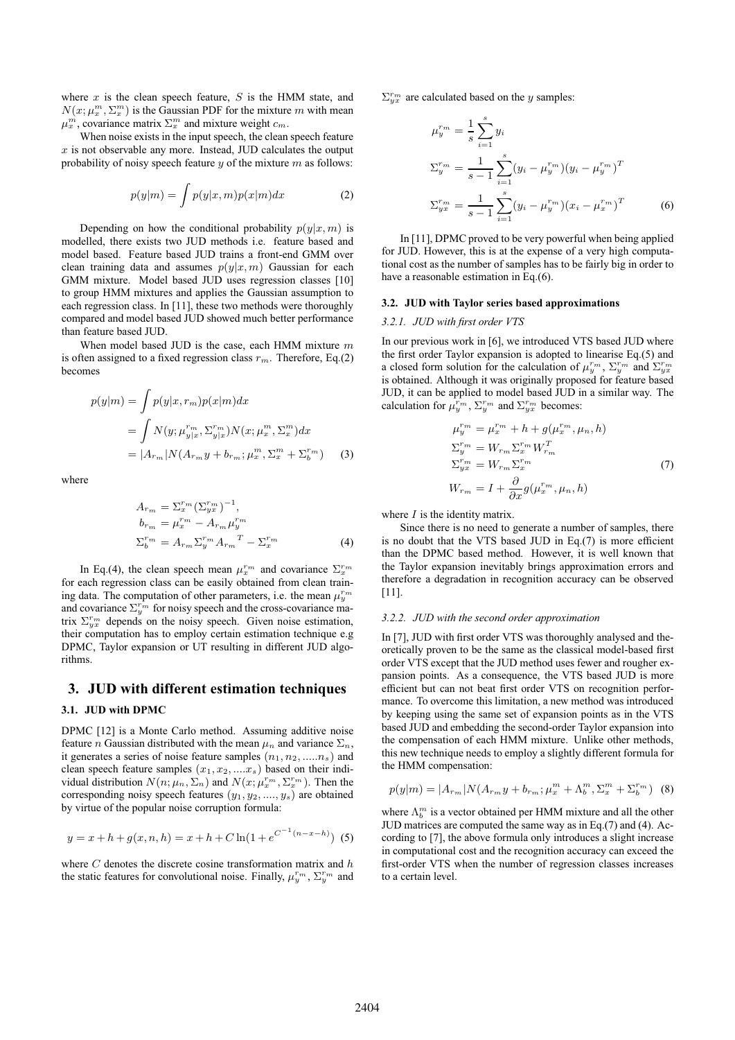where $x$ is the clean speech feature, $S$ is the HMM state, and $N(x; \mu_x^m, \Sigma_x^m)$ is the Gaussian PDF for the mixture $m$ with mean $\mu_x^m$, covariance matrix $\Sigma_x^m$ and mixture weight $c_m$.

When noise exists in the input speech, the clean speech feature $x$ is not observable any more. Instead, JUD calculates the output probability of noisy speech feature $y$ of the mixture $m$ as follows:

$$p(y|m) = \int p(y|x, m)p(x|m)dx \tag{2}$$

Depending on how the conditional probability $p(y|x, m)$ is modelled, there exists two JUD methods i.e. feature based and model based. Feature based JUD trains a front-end GMM over clean training data and assumes $p(y|x, m)$ Gaussian for each GMM mixture. Model based JUD uses regression classes [10] to group HMM mixtures and applies the Gaussian assumption to each regression class. In [11], these two methods were thoroughly compared and model based JUD showed much better performance than feature based JUD.

When model based JUD is the case, each HMM mixture $m$ is often assigned to a fixed regression class $r_m$. Therefore, Eq.(2) becomes

$$\begin{aligned} p(y|m) &= \int p(y|x, r_m)p(x|m)dx \\ &= \int N(y; \mu_{y|x}^{r_m}, \Sigma_{y|x}^{r_m})N(x; \mu_x^m, \Sigma_x^m)dx \\ &= |A_{r_m}|N(A_{r_m}y + b_{r_m}; \mu_x^m, \Sigma_x^m + \Sigma_b^{r_m}) \end{aligned} \tag{3}$$

where

$$\begin{aligned} A_{r_m} &= \Sigma_x^{r_m}(\Sigma_{yx}^{r_m})^{-1}, \\ b_{r_m} &= \mu_x^{r_m} - A_{r_m}\mu_y^{r_m} \\ \Sigma_b^{r_m} &= A_{r_m}\Sigma_y^{r_m}{A_{r_m}}^T - \Sigma_x^{r_m} \end{aligned} \tag{4}$$

In Eq.(4), the clean speech mean $\mu_x^{r_m}$ and covariance $\Sigma_x^{r_m}$ for each regression class can be easily obtained from clean training data. The computation of other parameters, i.e. the mean $\mu_y^{r_m}$ and covariance $\Sigma_y^{r_m}$ for noisy speech and the cross-covariance matrix $\Sigma_{yx}^{r_m}$ depends on the noisy speech. Given noise estimation, their computation has to employ certain estimation technique e.g DPMC, Taylor expansion or UT resulting in different JUD algorithms.

## 3. JUD with different estimation techniques

### 3.1. JUD with DPMC

DPMC [12] is a Monte Carlo method. Assuming additive noise feature $n$ Gaussian distributed with the mean $\mu_n$ and variance $\Sigma_n$, it generates a series of noise feature samples $(n_1, n_2, .....n_s)$ and clean speech feature samples $(x_1, x_2, ....x_s)$ based on their individual distribution $N(n; \mu_n, \Sigma_n)$ and $N(x; \mu_x^{r_m}, \Sigma_x^{r_m})$. Then the corresponding noisy speech features $(y_1, y_2, ...., y_s)$ are obtained by virtue of the popular noise corruption formula:

$$y = x + h + g(x, n, h) = x + h + C\ln(1 + e^{C^{-1}(n-x-h)}) \tag{5}$$

where $C$ denotes the discrete cosine transformation matrix and $h$ the static features for convolutional noise. Finally, $\mu_y^{r_m}$, $\Sigma_y^{r_m}$ and $\Sigma_{yx}^{r_m}$ are calculated based on the $y$ samples:

$$\begin{aligned} \mu_y^{r_m} &= \frac{1}{s}\sum_{i=1}^{s} y_i \\ \Sigma_y^{r_m} &= \frac{1}{s-1}\sum_{i=1}^{s}(y_i - \mu_y^{r_m})(y_i - \mu_y^{r_m})^T \\ \Sigma_{yx}^{r_m} &= \frac{1}{s-1}\sum_{i=1}^{s}(y_i - \mu_y^{r_m})(x_i - \mu_x^{r_m})^T \end{aligned} \tag{6}$$

In [11], DPMC proved to be very powerful when being applied for JUD. However, this is at the expense of a very high computational cost as the number of samples has to be fairly big in order to have a reasonable estimation in Eq.(6).

### 3.2. JUD with Taylor series based approximations

#### 3.2.1. JUD with first order VTS

In our previous work in [6], we introduced VTS based JUD where the first order Taylor expansion is adopted to linearise Eq.(5) and a closed form solution for the calculation of $\mu_y^{r_m}$, $\Sigma_y^{r_m}$ and $\Sigma_{yx}^{r_m}$ is obtained. Although it was originally proposed for feature based JUD, it can be applied to model based JUD in a similar way. The calculation for $\mu_y^{r_m}$, $\Sigma_y^{r_m}$ and $\Sigma_{yx}^{r_m}$ becomes:

$$\begin{aligned} \mu_y^{r_m} &= \mu_x^{r_m} + h + g(\mu_x^{r_m}, \mu_n, h) \\ \Sigma_y^{r_m} &= W_{r_m}\Sigma_x^{r_m}W_{r_m}^T \\ \Sigma_{yx}^{r_m} &= W_{r_m}\Sigma_x^{r_m} \\ W_{r_m} &= I + \frac{\partial}{\partial x}g(\mu_x^{r_m}, \mu_n, h) \end{aligned} \tag{7}$$

where $I$ is the identity matrix.

Since there is no need to generate a number of samples, there is no doubt that the VTS based JUD in Eq.(7) is more efficient than the DPMC based method. However, it is well known that the Taylor expansion inevitably brings approximation errors and therefore a degradation in recognition accuracy can be observed [11].

#### 3.2.2. JUD with the second order approximation

In [7], JUD with first order VTS was thoroughly analysed and theoretically proven to be the same as the classical model-based first order VTS except that the JUD method uses fewer and rougher expansion points. As a consequence, the VTS based JUD is more efficient but can not beat first order VTS on recognition performance. To overcome this limitation, a new method was introduced by keeping using the same set of expansion points as in the VTS based JUD and embedding the second-order Taylor expansion into the compensation of each HMM mixture. Unlike other methods, this new technique needs to employ a slightly different formula for the HMM compensation:

$$p(y|m) = |A_{r_m}|N(A_{r_m}y + b_{r_m}; \mu_x^m + \Lambda_b^m, \Sigma_x^m + \Sigma_b^{r_m}) \tag{8}$$

where $\Lambda_b^m$ is a vector obtained per HMM mixture and all the other JUD matrices are computed the same way as in Eq.(7) and (4). According to [7], the above formula only introduces a slight increase in computational cost and the recognition accuracy can exceed the first-order VTS when the number of regression classes increases to a certain level.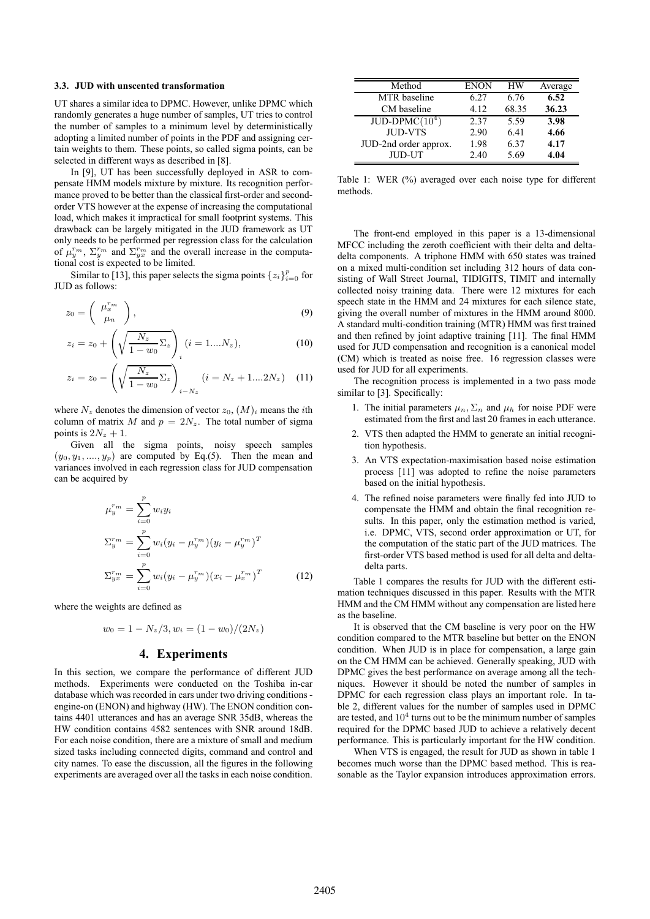### 3.3. JUD with unscented transformation

UT shares a similar idea to DPMC. However, unlike DPMC which randomly generates a huge number of samples, UT tries to control the number of samples to a minimum level by deterministically adopting a limited number of points in the PDF and assigning certain weights to them. These points, so called sigma points, can be selected in different ways as described in [8].

In [9], UT has been successfully deployed in ASR to compensate HMM models mixture by mixture. Its recognition performance proved to be better than the classical first-order and second-order VTS however at the expense of increasing the computational load, which makes it impractical for small footprint systems. This drawback can be largely mitigated in the JUD framework as UT only needs to be performed per regression class for the calculation of $\mu_y^{r_m}$, $\Sigma_y^{r_m}$ and $\Sigma_{yx}^{r_m}$ and the overall increase in the computational cost is expected to be limited.

Similar to [13], this paper selects the sigma points $\{z_i\}_{i=0}^{p}$ for JUD as follows:

$$z_0 = \begin{pmatrix} \mu_x^{r_m} \\ \mu_n \end{pmatrix}, \tag{9}$$

$$z_i = z_0 + \left( \sqrt{\frac{N_z}{1-w_0} \Sigma_z} \right)_i \quad (i = 1....N_z), \tag{10}$$

$$z_i = z_0 - \left( \sqrt{\frac{N_z}{1-w_0} \Sigma_z} \right)_{i-N_z} \quad (i = N_z + 1....2N_z) \tag{11}$$

where $N_z$ denotes the dimension of vector $z_0$, $(M)_i$ means the $i$th column of matrix $M$ and $p = 2N_z$. The total number of sigma points is $2N_z + 1$.

Given all the sigma points, noisy speech samples $(y_0, y_1, ...., y_p)$ are computed by Eq.(5). Then the mean and variances involved in each regression class for JUD compensation can be acquired by

$$\begin{aligned}
\mu_y^{r_m} &= \sum_{i=0}^{p} w_i y_i \\
\Sigma_y^{r_m} &= \sum_{i=0}^{p} w_i (y_i - \mu_y^{r_m})(y_i - \mu_y^{r_m})^T \\
\Sigma_{yx}^{r_m} &= \sum_{i=0}^{p} w_i (y_i - \mu_y^{r_m})(x_i - \mu_x^{r_m})^T
\end{aligned} \tag{12}$$

where the weights are defined as

$$w_0 = 1 - N_z/3, w_i = (1 - w_0)/(2N_z)$$

## 4. Experiments

In this section, we compare the performance of different JUD methods. Experiments were conducted on the Toshiba in-car database which was recorded in cars under two driving conditions - engine-on (ENON) and highway (HW). The ENON condition contains 4401 utterances and has an average SNR 35dB, whereas the HW condition contains 4582 sentences with SNR around 18dB. For each noise condition, there are a mixture of small and medium sized tasks including connected digits, command and control and city names. To ease the discussion, all the figures in the following experiments are averaged over all the tasks in each noise condition.

| Method | ENON | HW | Average |
|---|---|---|---|
| MTR baseline | 6.27 | 6.76 | **6.52** |
| CM baseline | 4.12 | 68.35 | **36.23** |
| JUD-DPMC($10^4$) | 2.37 | 5.59 | **3.98** |
| JUD-VTS | 2.90 | 6.41 | **4.66** |
| JUD-2nd order approx. | 1.98 | 6.37 | **4.17** |
| JUD-UT | 2.40 | 5.69 | **4.04** |

Table 1: WER (%) averaged over each noise type for different methods.

The front-end employed in this paper is a 13-dimensional MFCC including the zeroth coefficient with their delta and delta-delta components. A triphone HMM with 650 states was trained on a mixed multi-condition set including 312 hours of data consisting of Wall Street Journal, TIDIGITS, TIMIT and internally collected noisy training data. There were 12 mixtures for each speech state in the HMM and 24 mixtures for each silence state, giving the overall number of mixtures in the HMM around 8000. A standard multi-condition training (MTR) HMM was first trained and then refined by joint adaptive training [11]. The final HMM used for JUD compensation and recognition is a canonical model (CM) which is treated as noise free. 16 regression classes were used for JUD for all experiments.

The recognition process is implemented in a two pass mode similar to [3]. Specifically:

1. The initial parameters $\mu_n$, $\Sigma_n$ and $\mu_h$ for noise PDF were estimated from the first and last 20 frames in each utterance.
2. VTS then adapted the HMM to generate an initial recognition hypothesis.
3. An VTS expectation-maximisation based noise estimation process [11] was adopted to refine the noise parameters based on the initial hypothesis.
4. The refined noise parameters were finally fed into JUD to compensate the HMM and obtain the final recognition results. In this paper, only the estimation method is varied, i.e. DPMC, VTS, second order approximation or UT, for the computation of the static part of the JUD matrices. The first-order VTS based method is used for all delta and delta-delta parts.

Table 1 compares the results for JUD with the different estimation techniques discussed in this paper. Results with the MTR HMM and the CM HMM without any compensation are listed here as the baseline.

It is observed that the CM baseline is very poor on the HW condition compared to the MTR baseline but better on the ENON condition. When JUD is in place for compensation, a large gain on the CM HMM can be achieved. Generally speaking, JUD with DPMC gives the best performance on average among all the techniques. However it should be noted the number of samples in DPMC for each regression class plays an important role. In table 2, different values for the number of samples used in DPMC are tested, and $10^4$ turns out to be the minimum number of samples required for the DPMC based JUD to achieve a relatively decent performance. This is particularly important for the HW condition.

When VTS is engaged, the result for JUD as shown in table 1 becomes much worse than the DPMC based method. This is reasonable as the Taylor expansion introduces approximation errors.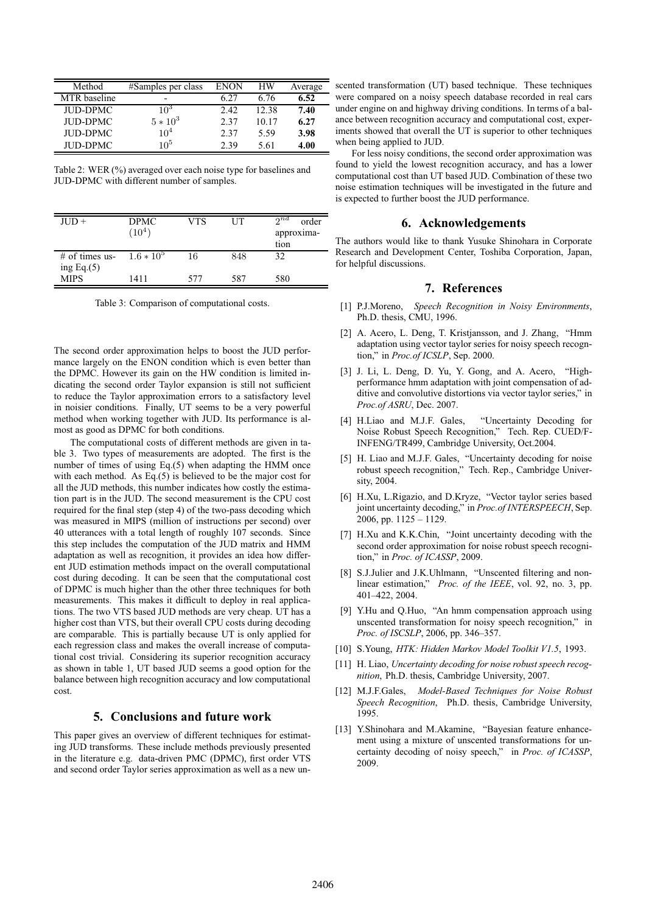| Method | #Samples per class | ENON | HW | Average |
|---|---|---|---|---|
| MTR baseline | - | 6.27 | 6.76 | **6.52** |
| JUD-DPMC | $10^3$ | 2.42 | 12.38 | **7.40** |
| JUD-DPMC | $5 * 10^3$ | 2.37 | 10.17 | **6.27** |
| JUD-DPMC | $10^4$ | 2.37 | 5.59 | **3.98** |
| JUD-DPMC | $10^5$ | 2.39 | 5.61 | **4.00** |

Table 2: WER (%) averaged over each noise type for baselines and JUD-DPMC with different number of samples.

| JUD + | DPMC $(10^4)$ | VTS | UT | $2^{nd}$ order approximation |
|---|---|---|---|---|
| # of times using Eq.(5) | $1.6 * 10^5$ | 16 | 848 | 32 |
| MIPS | 1411 | 577 | 587 | 580 |

Table 3: Comparison of computational costs.

The second order approximation helps to boost the JUD performance largely on the ENON condition which is even better than the DPMC. However its gain on the HW condition is limited indicating the second order Taylor expansion is still not sufficient to reduce the Taylor approximation errors to a satisfactory level in noisier conditions. Finally, UT seems to be a very powerful method when working together with JUD. Its performance is almost as good as DPMC for both conditions.

The computational costs of different methods are given in table 3. Two types of measurements are adopted. The first is the number of times of using Eq.(5) when adapting the HMM once with each method. As Eq.(5) is believed to be the major cost for all the JUD methods, this number indicates how costly the estimation part is in the JUD. The second measurement is the CPU cost required for the final step (step 4) of the two-pass decoding which was measured in MIPS (million of instructions per second) over 40 utterances with a total length of roughly 107 seconds. Since this step includes the computation of the JUD matrix and HMM adaptation as well as recognition, it provides an idea how different JUD estimation methods impact on the overall computational cost during decoding. It can be seen that the computational cost of DPMC is much higher than the other three techniques for both measurements. This makes it difficult to deploy in real applications. The two VTS based JUD methods are very cheap. UT has a higher cost than VTS, but their overall CPU costs during decoding are comparable. This is partially because UT is only applied for each regression class and makes the overall increase of computational cost trivial. Considering its superior recognition accuracy as shown in table 1, UT based JUD seems a good option for the balance between high recognition accuracy and low computational cost.

## 5. Conclusions and future work

This paper gives an overview of different techniques for estimating JUD transforms. These include methods previously presented in the literature e.g. data-driven PMC (DPMC), first order VTS and second order Taylor series approximation as well as a new unscented transformation (UT) based technique. These techniques were compared on a noisy speech database recorded in real cars under engine on and highway driving conditions. In terms of a balance between recognition accuracy and computational cost, experiments showed that overall the UT is superior to other techniques when being applied to JUD.

For less noisy conditions, the second order approximation was found to yield the lowest recognition accuracy, and has a lower computational cost than UT based JUD. Combination of these two noise estimation techniques will be investigated in the future and is expected to further boost the JUD performance.

## 6. Acknowledgements

The authors would like to thank Yusuke Shinohara in Corporate Research and Development Center, Toshiba Corporation, Japan, for helpful discussions.

## 7. References

[1] P.J.Moreno, *Speech Recognition in Noisy Environments*, Ph.D. thesis, CMU, 1996.

[2] A. Acero, L. Deng, T. Kristjansson, and J. Zhang, "Hmm adaptation using vector taylor series for noisy speech recogntion," in *Proc.of ICSLP*, Sep. 2000.

[3] J. Li, L. Deng, D. Yu, Y. Gong, and A. Acero, "High-performance hmm adaptation with joint compensation of additive and convolutive distortions via vector taylor series," in *Proc.of ASRU*, Dec. 2007.

[4] H.Liao and M.J.F. Gales, "Uncertainty Decoding for Noise Robust Speech Recognition," Tech. Rep. CUED/F-INFENG/TR499, Cambridge University, Oct.2004.

[5] H. Liao and M.J.F. Gales, "Uncertainty decoding for noise robust speech recognition," Tech. Rep., Cambridge University, 2004.

[6] H.Xu, L.Rigazio, and D.Kryze, "Vector taylor series based joint uncertainty decoding," in *Proc.of INTERSPEECH*, Sep. 2006, pp. 1125 – 1129.

[7] H.Xu and K.K.Chin, "Joint uncertainty decoding with the second order approximation for noise robust speech recognition," in *Proc. of ICASSP*, 2009.

[8] S.J.Julier and J.K.Uhlmann, "Unscented filtering and non-linear estimation," *Proc. of the IEEE*, vol. 92, no. 3, pp. 401–422, 2004.

[9] Y.Hu and Q.Huo, "An hmm compensation approach using unscented transformation for noisy speech recognition," in *Proc. of ISCSLP*, 2006, pp. 346–357.

[10] S.Young, *HTK: Hidden Markov Model Toolkit V1.5*, 1993.

[11] H. Liao, *Uncertainty decoding for noise robust speech recognition*, Ph.D. thesis, Cambridge University, 2007.

[12] M.J.F.Gales, *Model-Based Techniques for Noise Robust Speech Recognition*, Ph.D. thesis, Cambridge University, 1995.

[13] Y.Shinohara and M.Akamine, "Bayesian feature enhancement using a mixture of unscented transformations for uncertainty decoding of noisy speech," in *Proc. of ICASSP*, 2009.